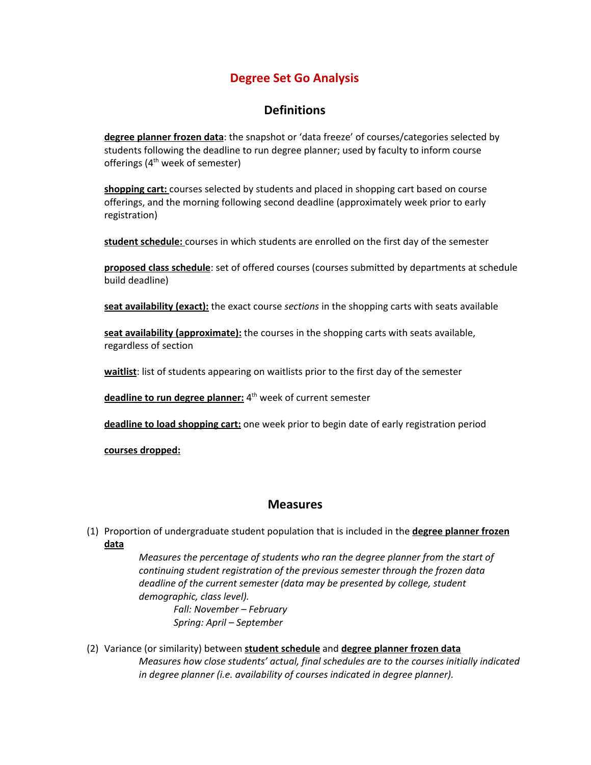# Degree Set Go Analysis

## Definitions

**degree planner frozen data**: the snapshot or 'data freeze' of courses/categories selected by students following the deadline to run degree planner; used by faculty to inform course offerings (4th week of semester)

**shopping cart:** courses selected by students and placed in shopping cart based on course offerings, and the morning following second deadline (approximately week prior to early registration)

**student schedule:** courses in which students are enrolled on the first day of the semester

**proposed class schedule**: set of offered courses (courses submitted by departments at schedule build deadline)

**seat availability (exact):** the exact course *sections* in the shopping carts with seats available

**seat availability (approximate):** the courses in the shopping carts with seats available, regardless of section

**waitlist**: list of students appearing on waitlists prior to the first day of the semester

**deadline to run degree planner:** 4th week of current semester

**deadline to load shopping cart:** one week prior to begin date of early registration period

**courses dropped:**

## Measures

(1) Proportion of undergraduate student population that is included in the **degree planner frozen data**

*Measures the percentage of students who ran the degree planner from the start of continuing student registration of the previous semester through the frozen data deadline of the current semester (data may be presented by college, student demographic, class level).*

*Fall: November – February*
*Spring: April – September*

(2) Variance (or similarity) between **student schedule** and **degree planner frozen data**

*Measures how close students' actual, final schedules are to the courses initially indicated in degree planner (i.e. availability of courses indicated in degree planner).*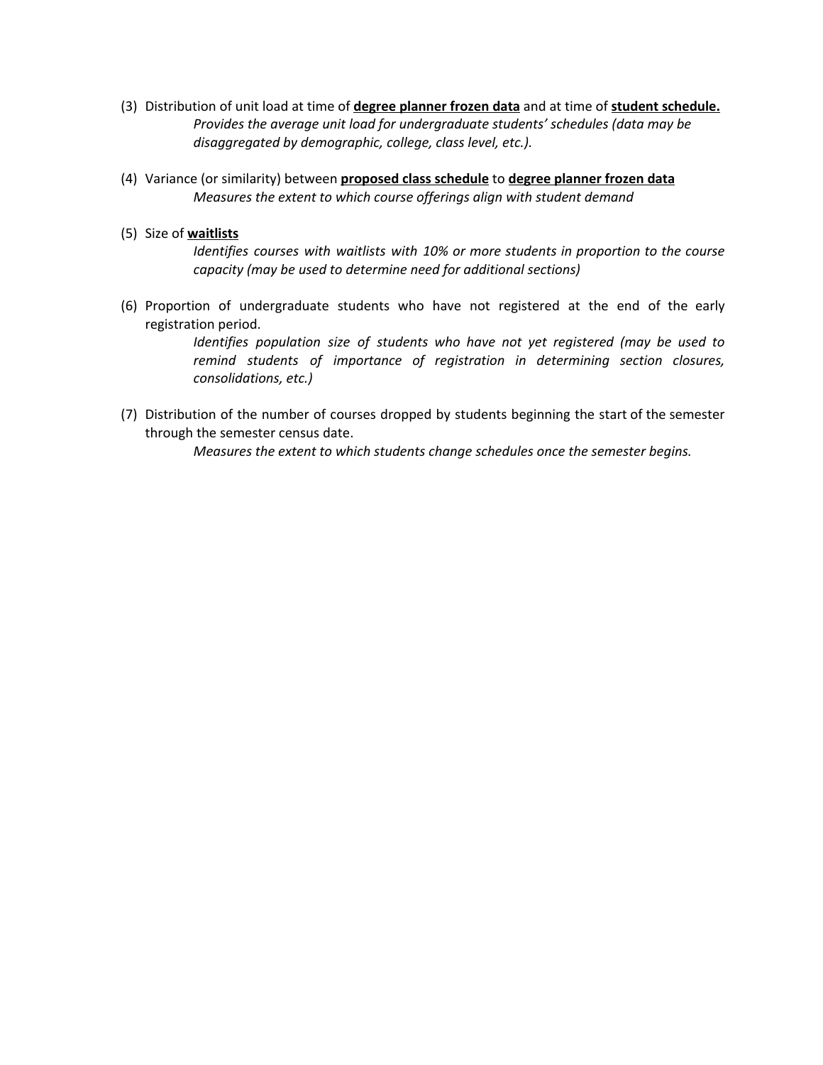(3) Distribution of unit load at time of **degree planner frozen data** and at time of **student schedule.**

*Provides the average unit load for undergraduate students' schedules (data may be disaggregated by demographic, college, class level, etc.).*

(4) Variance (or similarity) between **proposed class schedule** to **degree planner frozen data**

*Measures the extent to which course offerings align with student demand*

(5) Size of **waitlists**

*Identifies courses with waitlists with 10% or more students in proportion to the course capacity (may be used to determine need for additional sections)*

(6) Proportion of undergraduate students who have not registered at the end of the early registration period.

*Identifies population size of students who have not yet registered (may be used to remind students of importance of registration in determining section closures, consolidations, etc.)*

(7) Distribution of the number of courses dropped by students beginning the start of the semester through the semester census date.

*Measures the extent to which students change schedules once the semester begins.*